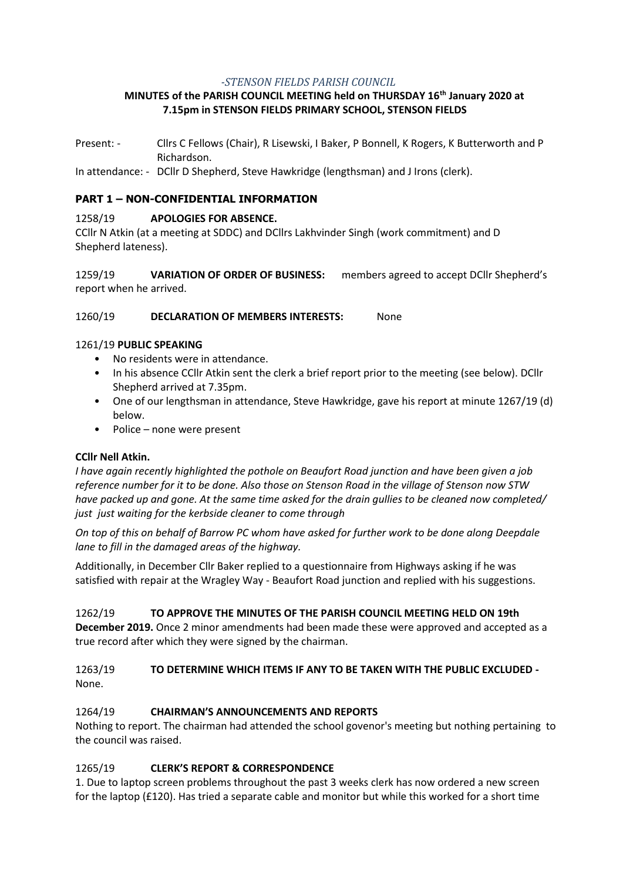*-STENSON FIELDS PARISH COUNCIL*

**MINUTES of the PARISH COUNCIL MEETING held on THURSDAY 16th January 2020 at 7.15pm in STENSON FIELDS PRIMARY SCHOOL, STENSON FIELDS**

Present: - Cllrs C Fellows (Chair), R Lisewski, I Baker, P Bonnell, K Rogers, K Butterworth and P Richardson.

In attendance: - DCllr D Shepherd, Steve Hawkridge (lengthsman) and J Irons (clerk).

## PART 1 – NON-CONFIDENTIAL INFORMATION

1258/19 **APOLOGIES FOR ABSENCE.**

CCllr N Atkin (at a meeting at SDDC) and DCllrs Lakhvinder Singh (work commitment) and D Shepherd lateness).

1259/19 **VARIATION OF ORDER OF BUSINESS:** members agreed to accept DCllr Shepherd's report when he arrived.

1260/19 **DECLARATION OF MEMBERS INTERESTS:** None

1261/19 **PUBLIC SPEAKING**

- No residents were in attendance.
- In his absence CCllr Atkin sent the clerk a brief report prior to the meeting (see below). DCllr Shepherd arrived at 7.35pm.
- One of our lengthsman in attendance, Steve Hawkridge, gave his report at minute 1267/19 (d) below.
- Police – none were present

**CCllr Nell Atkin.**

*I have again recently highlighted the pothole on Beaufort Road junction and have been given a job reference number for it to be done. Also those on Stenson Road in the village of Stenson now STW have packed up and gone. At the same time asked for the drain gullies to be cleaned now completed/ just just waiting for the kerbside cleaner to come through*

*On top of this on behalf of Barrow PC whom have asked for further work to be done along Deepdale lane to fill in the damaged areas of the highway.*

Additionally, in December Cllr Baker replied to a questionnaire from Highways asking if he was satisfied with repair at the Wragley Way - Beaufort Road junction and replied with his suggestions.

1262/19 **TO APPROVE THE MINUTES OF THE PARISH COUNCIL MEETING HELD ON 19th December 2019.** Once 2 minor amendments had been made these were approved and accepted as a true record after which they were signed by the chairman.

1263/19 **TO DETERMINE WHICH ITEMS IF ANY TO BE TAKEN WITH THE PUBLIC EXCLUDED -** None.

1264/19 **CHAIRMAN'S ANNOUNCEMENTS AND REPORTS**

Nothing to report. The chairman had attended the school govenor's meeting but nothing pertaining to the council was raised.

1265/19 **CLERK'S REPORT & CORRESPONDENCE**

1. Due to laptop screen problems throughout the past 3 weeks clerk has now ordered a new screen for the laptop (£120). Has tried a separate cable and monitor but while this worked for a short time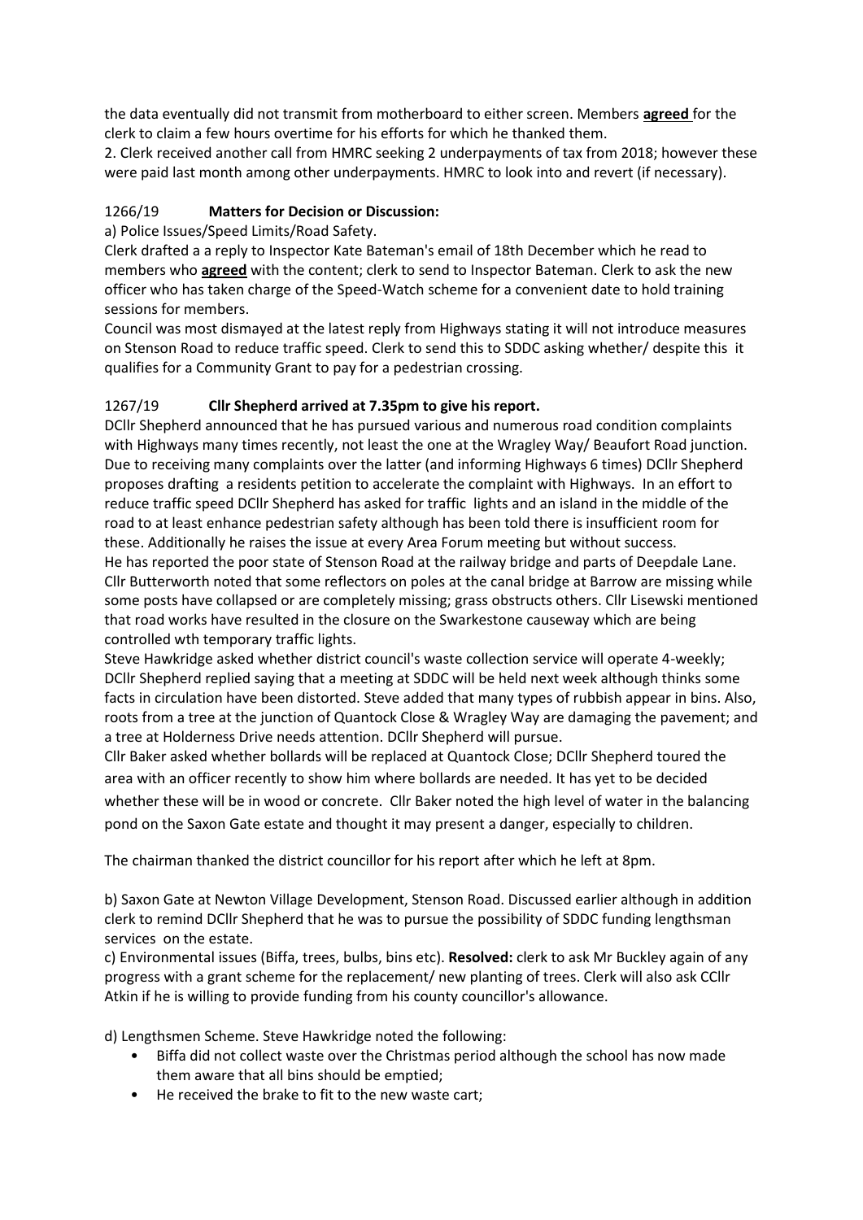the data eventually did not transmit from motherboard to either screen. Members **agreed** for the clerk to claim a few hours overtime for his efforts for which he thanked them.
2. Clerk received another call from HMRC seeking 2 underpayments of tax from 2018; however these were paid last month among other underpayments. HMRC to look into and revert (if necessary).

1266/19 **Matters for Decision or Discussion:**

a) Police Issues/Speed Limits/Road Safety.
Clerk drafted a a reply to Inspector Kate Bateman's email of 18th December which he read to members who **agreed** with the content; clerk to send to Inspector Bateman. Clerk to ask the new officer who has taken charge of the Speed-Watch scheme for a convenient date to hold training sessions for members.
Council was most dismayed at the latest reply from Highways stating it will not introduce measures on Stenson Road to reduce traffic speed. Clerk to send this to SDDC asking whether/ despite this it qualifies for a Community Grant to pay for a pedestrian crossing.

1267/19 **Cllr Shepherd arrived at 7.35pm to give his report.**

DCllr Shepherd announced that he has pursued various and numerous road condition complaints with Highways many times recently, not least the one at the Wragley Way/ Beaufort Road junction. Due to receiving many complaints over the latter (and informing Highways 6 times) DCllr Shepherd proposes drafting a residents petition to accelerate the complaint with Highways. In an effort to reduce traffic speed DCllr Shepherd has asked for traffic lights and an island in the middle of the road to at least enhance pedestrian safety although has been told there is insufficient room for these. Additionally he raises the issue at every Area Forum meeting but without success.
He has reported the poor state of Stenson Road at the railway bridge and parts of Deepdale Lane.
Cllr Butterworth noted that some reflectors on poles at the canal bridge at Barrow are missing while some posts have collapsed or are completely missing; grass obstructs others. Cllr Lisewski mentioned that road works have resulted in the closure on the Swarkestone causeway which are being controlled wth temporary traffic lights.
Steve Hawkridge asked whether district council's waste collection service will operate 4-weekly; DCllr Shepherd replied saying that a meeting at SDDC will be held next week although thinks some facts in circulation have been distorted. Steve added that many types of rubbish appear in bins. Also, roots from a tree at the junction of Quantock Close & Wragley Way are damaging the pavement; and a tree at Holderness Drive needs attention. DCllr Shepherd will pursue.
Cllr Baker asked whether bollards will be replaced at Quantock Close; DCllr Shepherd toured the area with an officer recently to show him where bollards are needed. It has yet to be decided whether these will be in wood or concrete. Cllr Baker noted the high level of water in the balancing pond on the Saxon Gate estate and thought it may present a danger, especially to children.

The chairman thanked the district councillor for his report after which he left at 8pm.

b) Saxon Gate at Newton Village Development, Stenson Road. Discussed earlier although in addition clerk to remind DCllr Shepherd that he was to pursue the possibility of SDDC funding lengthsman services on the estate.

c) Environmental issues (Biffa, trees, bulbs, bins etc). **Resolved:** clerk to ask Mr Buckley again of any progress with a grant scheme for the replacement/ new planting of trees. Clerk will also ask CCllr Atkin if he is willing to provide funding from his county councillor's allowance.

d) Lengthsmen Scheme. Steve Hawkridge noted the following:

- Biffa did not collect waste over the Christmas period although the school has now made them aware that all bins should be emptied;
- He received the brake to fit to the new waste cart;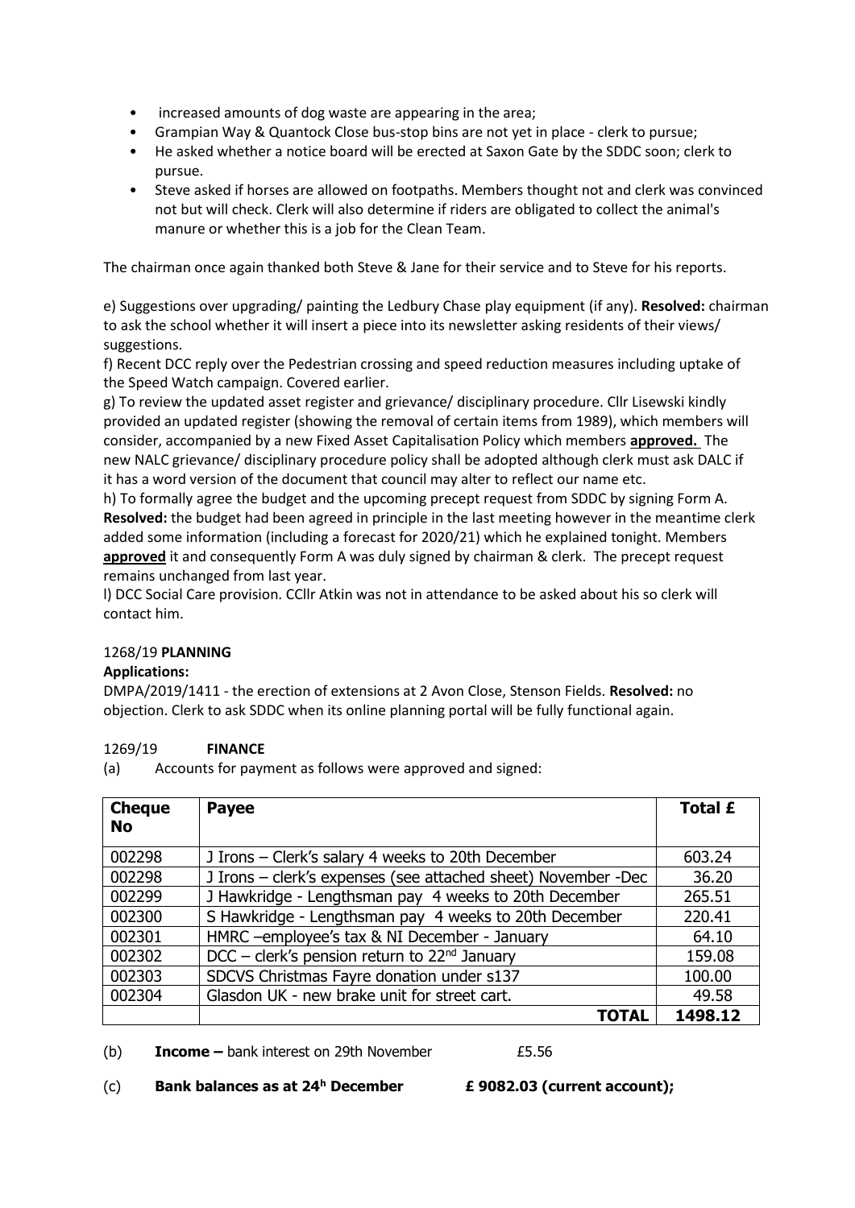- increased amounts of dog waste are appearing in the area;
- Grampian Way & Quantock Close bus-stop bins are not yet in place - clerk to pursue;
- He asked whether a notice board will be erected at Saxon Gate by the SDDC soon; clerk to pursue.
- Steve asked if horses are allowed on footpaths. Members thought not and clerk was convinced not but will check. Clerk will also determine if riders are obligated to collect the animal's manure or whether this is a job for the Clean Team.

The chairman once again thanked both Steve & Jane for their service and to Steve for his reports.

e) Suggestions over upgrading/ painting the Ledbury Chase play equipment (if any). **Resolved:** chairman to ask the school whether it will insert a piece into its newsletter asking residents of their views/ suggestions.

f) Recent DCC reply over the Pedestrian crossing and speed reduction measures including uptake of the Speed Watch campaign. Covered earlier.

g) To review the updated asset register and grievance/ disciplinary procedure. Cllr Lisewski kindly provided an updated register (showing the removal of certain items from 1989), which members will consider, accompanied by a new Fixed Asset Capitalisation Policy which members **approved.** The new NALC grievance/ disciplinary procedure policy shall be adopted although clerk must ask DALC if it has a word version of the document that council may alter to reflect our name etc.

h) To formally agree the budget and the upcoming precept request from SDDC by signing Form A. **Resolved:** the budget had been agreed in principle in the last meeting however in the meantime clerk added some information (including a forecast for 2020/21) which he explained tonight. Members **approved** it and consequently Form A was duly signed by chairman & clerk. The precept request remains unchanged from last year.

l) DCC Social Care provision. CCllr Atkin was not in attendance to be asked about his so clerk will contact him.

1268/19 **PLANNING**

**Applications:**

DMPA/2019/1411 - the erection of extensions at 2 Avon Close, Stenson Fields. **Resolved:** no objection. Clerk to ask SDDC when its online planning portal will be fully functional again.

1269/19 **FINANCE**

(a) Accounts for payment as follows were approved and signed:

| Cheque No | Payee | Total £ |
|---|---|---|
| 002298 | J Irons – Clerk's salary 4 weeks to 20th December | 603.24 |
| 002298 | J Irons – clerk's expenses (see attached sheet) November -Dec | 36.20 |
| 002299 | J Hawkridge - Lengthsman pay 4 weeks to 20th December | 265.51 |
| 002300 | S Hawkridge - Lengthsman pay 4 weeks to 20th December | 220.41 |
| 002301 | HMRC –employee's tax & NI December - January | 64.10 |
| 002302 | DCC – clerk's pension return to 22nd January | 159.08 |
| 002303 | SDCVS Christmas Fayre donation under s137 | 100.00 |
| 002304 | Glasdon UK - new brake unit for street cart. | 49.58 |
| | **TOTAL** | **1498.12** |

(b) **Income –** bank interest on 29th November £5.56

(c) **Bank balances as at 24h December £ 9082.03 (current account);**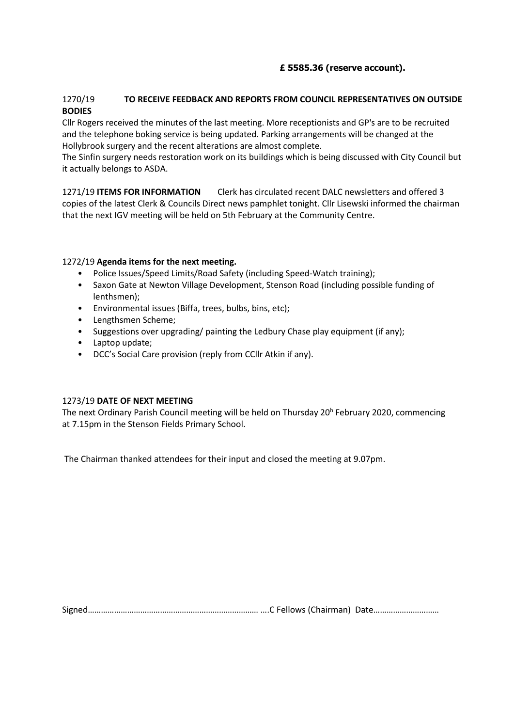**£ 5585.36 (reserve account).**

1270/19 **TO RECEIVE FEEDBACK AND REPORTS FROM COUNCIL REPRESENTATIVES ON OUTSIDE BODIES**

Cllr Rogers received the minutes of the last meeting. More receptionists and GP's are to be recruited and the telephone boking service is being updated. Parking arrangements will be changed at the Hollybrook surgery and the recent alterations are almost complete.

The Sinfin surgery needs restoration work on its buildings which is being discussed with City Council but it actually belongs to ASDA.

1271/19 **ITEMS FOR INFORMATION** Clerk has circulated recent DALC newsletters and offered 3 copies of the latest Clerk & Councils Direct news pamphlet tonight. Cllr Lisewski informed the chairman that the next IGV meeting will be held on 5th February at the Community Centre.

1272/19 **Agenda items for the next meeting.**

- Police Issues/Speed Limits/Road Safety (including Speed-Watch training);
- Saxon Gate at Newton Village Development, Stenson Road (including possible funding of lenthsmen);
- Environmental issues (Biffa, trees, bulbs, bins, etc);
- Lengthsmen Scheme;
- Suggestions over upgrading/ painting the Ledbury Chase play equipment (if any);
- Laptop update;
- DCC's Social Care provision (reply from CCllr Atkin if any).

1273/19 **DATE OF NEXT MEETING**

The next Ordinary Parish Council meeting will be held on Thursday 20h February 2020, commencing at 7.15pm in the Stenson Fields Primary School.

The Chairman thanked attendees for their input and closed the meeting at 9.07pm.

Signed………………………………………………………………… ….C Fellows (Chairman) Date…………………………